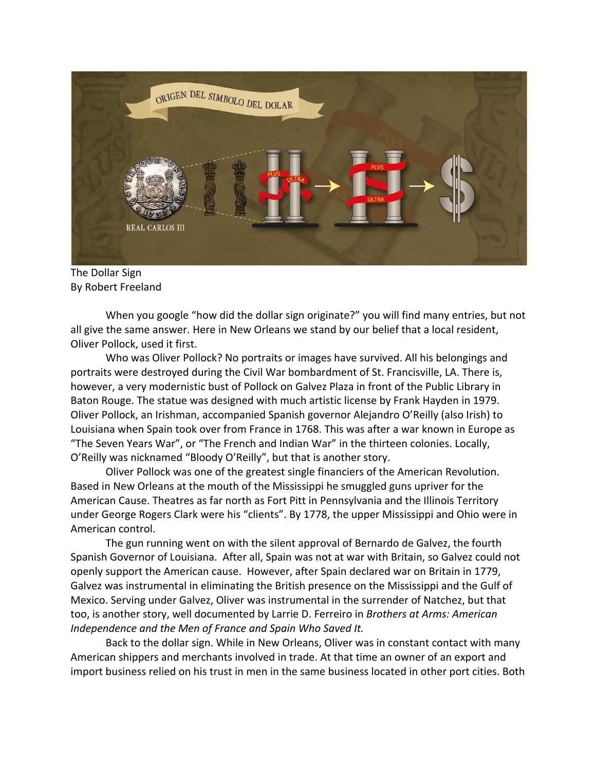The Dollar Sign
By Robert Freeland

When you google "how did the dollar sign originate?" you will find many entries, but not all give the same answer. Here in New Orleans we stand by our belief that a local resident, Oliver Pollock, used it first.

Who was Oliver Pollock? No portraits or images have survived. All his belongings and portraits were destroyed during the Civil War bombardment of St. Francisville, LA. There is, however, a very modernistic bust of Pollock on Galvez Plaza in front of the Public Library in Baton Rouge. The statue was designed with much artistic license by Frank Hayden in 1979. Oliver Pollock, an Irishman, accompanied Spanish governor Alejandro O'Reilly (also Irish) to Louisiana when Spain took over from France in 1768. This was after a war known in Europe as "The Seven Years War", or "The French and Indian War" in the thirteen colonies. Locally, O'Reilly was nicknamed "Bloody O'Reilly", but that is another story.

Oliver Pollock was one of the greatest single financiers of the American Revolution. Based in New Orleans at the mouth of the Mississippi he smuggled guns upriver for the American Cause. Theatres as far north as Fort Pitt in Pennsylvania and the Illinois Territory under George Rogers Clark were his "clients". By 1778, the upper Mississippi and Ohio were in American control.

The gun running went on with the silent approval of Bernardo de Galvez, the fourth Spanish Governor of Louisiana. After all, Spain was not at war with Britain, so Galvez could not openly support the American cause. However, after Spain declared war on Britain in 1779, Galvez was instrumental in eliminating the British presence on the Mississippi and the Gulf of Mexico. Serving under Galvez, Oliver was instrumental in the surrender of Natchez, but that too, is another story, well documented by Larrie D. Ferreiro in *Brothers at Arms: American Independence and the Men of France and Spain Who Saved It.*

Back to the dollar sign. While in New Orleans, Oliver was in constant contact with many American shippers and merchants involved in trade. At that time an owner of an export and import business relied on his trust in men in the same business located in other port cities. Both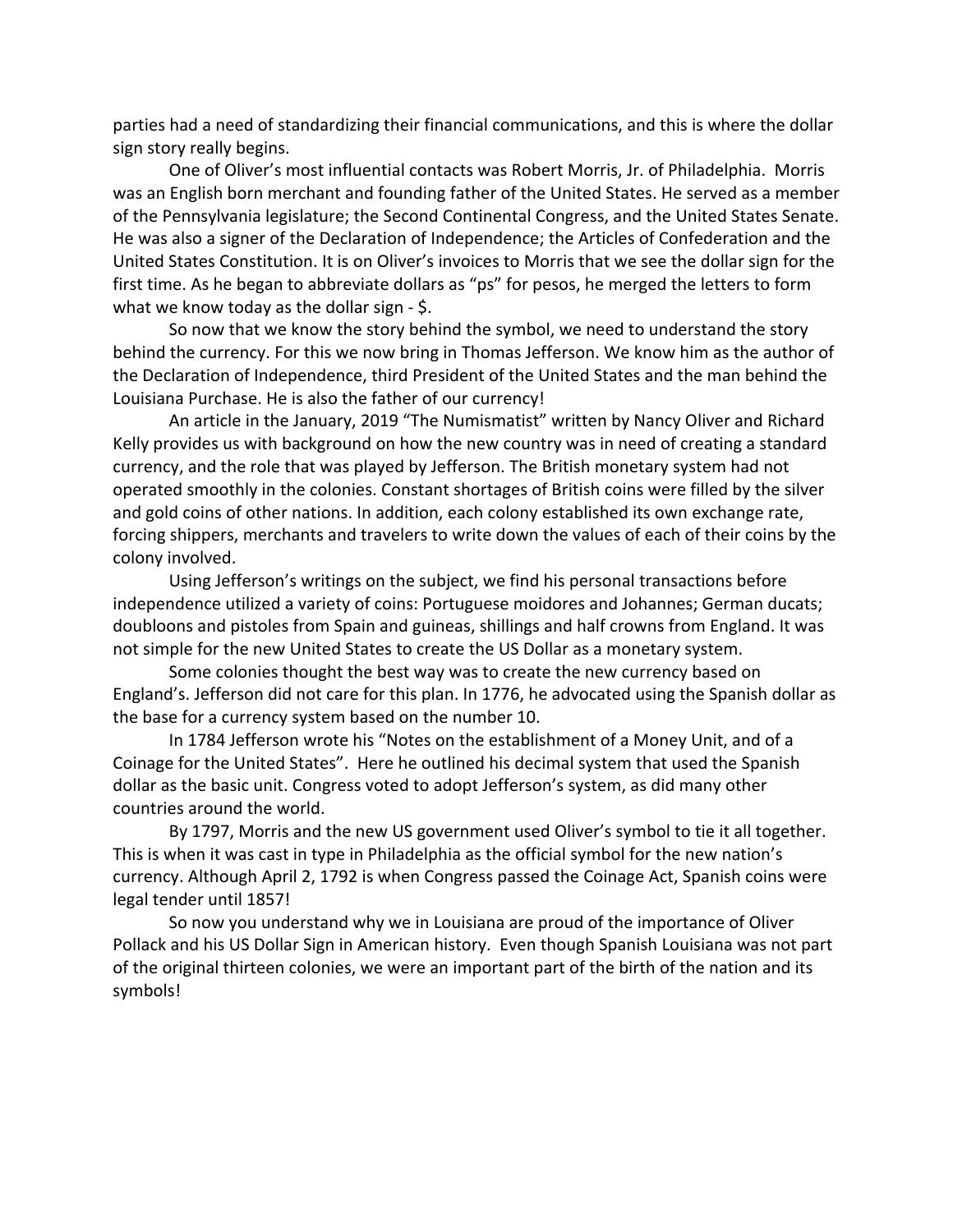parties had a need of standardizing their financial communications, and this is where the dollar sign story really begins.

One of Oliver's most influential contacts was Robert Morris, Jr. of Philadelphia. Morris was an English born merchant and founding father of the United States. He served as a member of the Pennsylvania legislature; the Second Continental Congress, and the United States Senate. He was also a signer of the Declaration of Independence; the Articles of Confederation and the United States Constitution. It is on Oliver's invoices to Morris that we see the dollar sign for the first time. As he began to abbreviate dollars as "ps" for pesos, he merged the letters to form what we know today as the dollar sign - $.

So now that we know the story behind the symbol, we need to understand the story behind the currency. For this we now bring in Thomas Jefferson. We know him as the author of the Declaration of Independence, third President of the United States and the man behind the Louisiana Purchase. He is also the father of our currency!

An article in the January, 2019 "The Numismatist" written by Nancy Oliver and Richard Kelly provides us with background on how the new country was in need of creating a standard currency, and the role that was played by Jefferson. The British monetary system had not operated smoothly in the colonies. Constant shortages of British coins were filled by the silver and gold coins of other nations. In addition, each colony established its own exchange rate, forcing shippers, merchants and travelers to write down the values of each of their coins by the colony involved.

Using Jefferson's writings on the subject, we find his personal transactions before independence utilized a variety of coins: Portuguese moidores and Johannes; German ducats; doubloons and pistoles from Spain and guineas, shillings and half crowns from England. It was not simple for the new United States to create the US Dollar as a monetary system.

Some colonies thought the best way was to create the new currency based on England's. Jefferson did not care for this plan. In 1776, he advocated using the Spanish dollar as the base for a currency system based on the number 10.

In 1784 Jefferson wrote his "Notes on the establishment of a Money Unit, and of a Coinage for the United States". Here he outlined his decimal system that used the Spanish dollar as the basic unit. Congress voted to adopt Jefferson's system, as did many other countries around the world.

By 1797, Morris and the new US government used Oliver's symbol to tie it all together. This is when it was cast in type in Philadelphia as the official symbol for the new nation's currency. Although April 2, 1792 is when Congress passed the Coinage Act, Spanish coins were legal tender until 1857!

So now you understand why we in Louisiana are proud of the importance of Oliver Pollack and his US Dollar Sign in American history. Even though Spanish Louisiana was not part of the original thirteen colonies, we were an important part of the birth of the nation and its symbols!